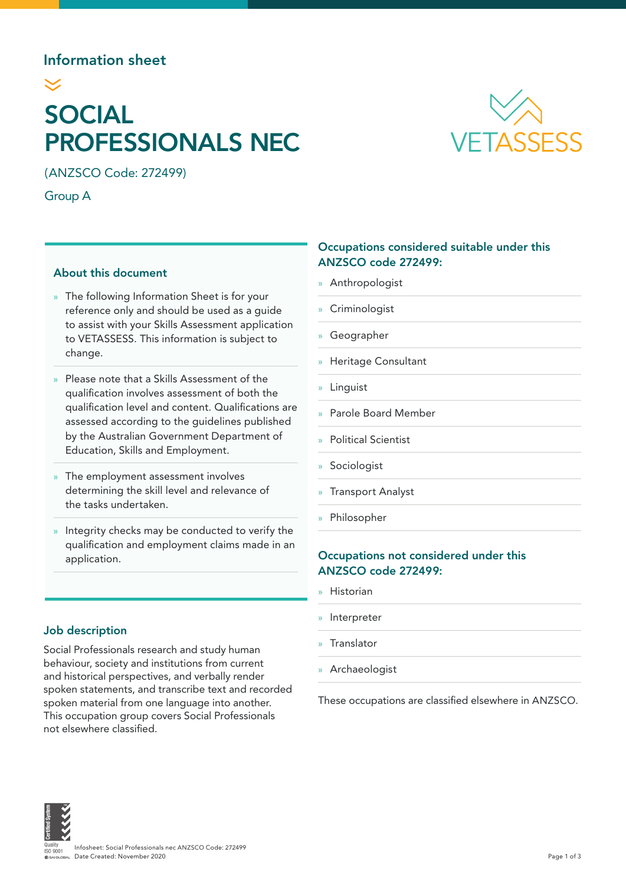Information sheet

# SOCIAL PROFESSIONALS NEC

(ANZSCO Code: 272499)

Group A

## About this document

- The following Information Sheet is for your reference only and should be used as a guide to assist with your Skills Assessment application to VETASSESS. This information is subject to change.
- Please note that a Skills Assessment of the qualification involves assessment of both the qualification level and content. Qualifications are assessed according to the guidelines published by the Australian Government Department of Education, Skills and Employment.
- The employment assessment involves determining the skill level and relevance of the tasks undertaken.
- Integrity checks may be conducted to verify the qualification and employment claims made in an application.

## Job description

Social Professionals research and study human behaviour, society and institutions from current and historical perspectives, and verbally render spoken statements, and transcribe text and recorded spoken material from one language into another. This occupation group covers Social Professionals not elsewhere classified.

## Occupations considered suitable under this ANZSCO code 272499:

- Anthropologist
- Criminologist
- Geographer
- Heritage Consultant
- Linguist
- Parole Board Member
- Political Scientist
- Sociologist
- Transport Analyst
- Philosopher

## Occupations not considered under this ANZSCO code 272499:

- Historian
- Interpreter
- Translator
- Archaeologist

These occupations are classified elsewhere in ANZSCO.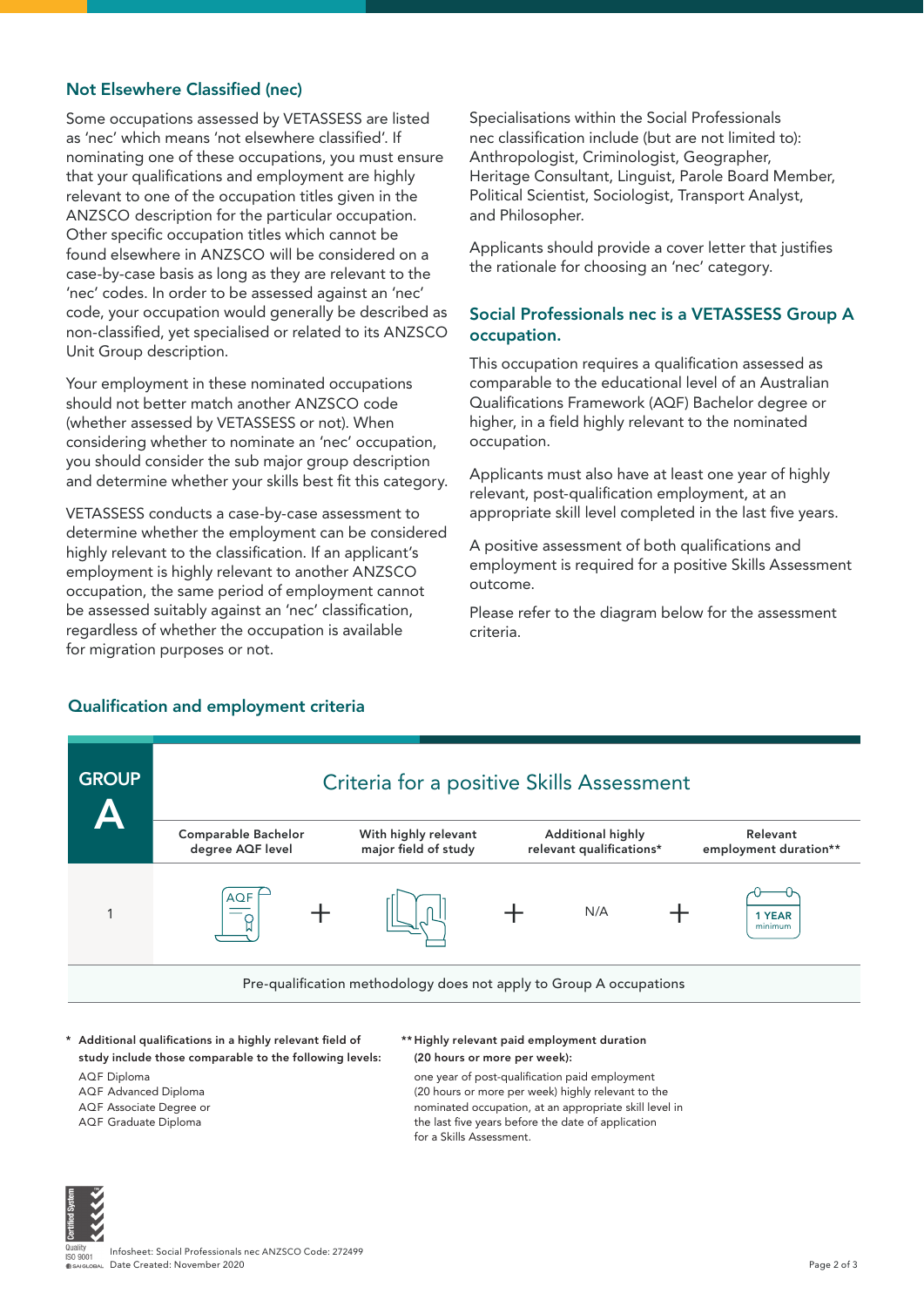## Not Elsewhere Classified (nec)

Some occupations assessed by VETASSESS are listed as 'nec' which means 'not elsewhere classified'. If nominating one of these occupations, you must ensure that your qualifications and employment are highly relevant to one of the occupation titles given in the ANZSCO description for the particular occupation. Other specific occupation titles which cannot be found elsewhere in ANZSCO will be considered on a case-by-case basis as long as they are relevant to the 'nec' codes. In order to be assessed against an 'nec' code, your occupation would generally be described as non-classified, yet specialised or related to its ANZSCO Unit Group description.

Your employment in these nominated occupations should not better match another ANZSCO code (whether assessed by VETASSESS or not). When considering whether to nominate an 'nec' occupation, you should consider the sub major group description and determine whether your skills best fit this category.

VETASSESS conducts a case-by-case assessment to determine whether the employment can be considered highly relevant to the classification. If an applicant's employment is highly relevant to another ANZSCO occupation, the same period of employment cannot be assessed suitably against an 'nec' classification, regardless of whether the occupation is available for migration purposes or not.

Specialisations within the Social Professionals nec classification include (but are not limited to): Anthropologist, Criminologist, Geographer, Heritage Consultant, Linguist, Parole Board Member, Political Scientist, Sociologist, Transport Analyst, and Philosopher.

Applicants should provide a cover letter that justifies the rationale for choosing an 'nec' category.

## Social Professionals nec is a VETASSESS Group A occupation.

This occupation requires a qualification assessed as comparable to the educational level of an Australian Qualifications Framework (AQF) Bachelor degree or higher, in a field highly relevant to the nominated occupation.

Applicants must also have at least one year of highly relevant, post-qualification employment, at an appropriate skill level completed in the last five years.

A positive assessment of both qualifications and employment is required for a positive Skills Assessment outcome.

Please refer to the diagram below for the assessment criteria.

## Qualification and employment criteria

| GROUP A | Criteria for a positive Skills Assessment | | | | | | |
|---|---|---|---|---|---|---|---|
| | Comparable Bachelor degree AQF level | | With highly relevant major field of study | | Additional highly relevant qualifications* | | Relevant employment duration** |
| 1 | AQF | + | (highly relevant major field of study) | + | N/A | + | 1 YEAR minimum |
| Pre-qualification methodology does not apply to Group A occupations | | | | | | | |

\* **Additional qualifications in a highly relevant field of study include those comparable to the following levels:**

AQF Diploma
AQF Advanced Diploma
AQF Associate Degree or
AQF Graduate Diploma

** **Highly relevant paid employment duration (20 hours or more per week):**

one year of post-qualification paid employment (20 hours or more per week) highly relevant to the nominated occupation, at an appropriate skill level in the last five years before the date of application for a Skills Assessment.

Infosheet: Social Professionals nec ANZSCO Code: 272499
Date Created: November 2020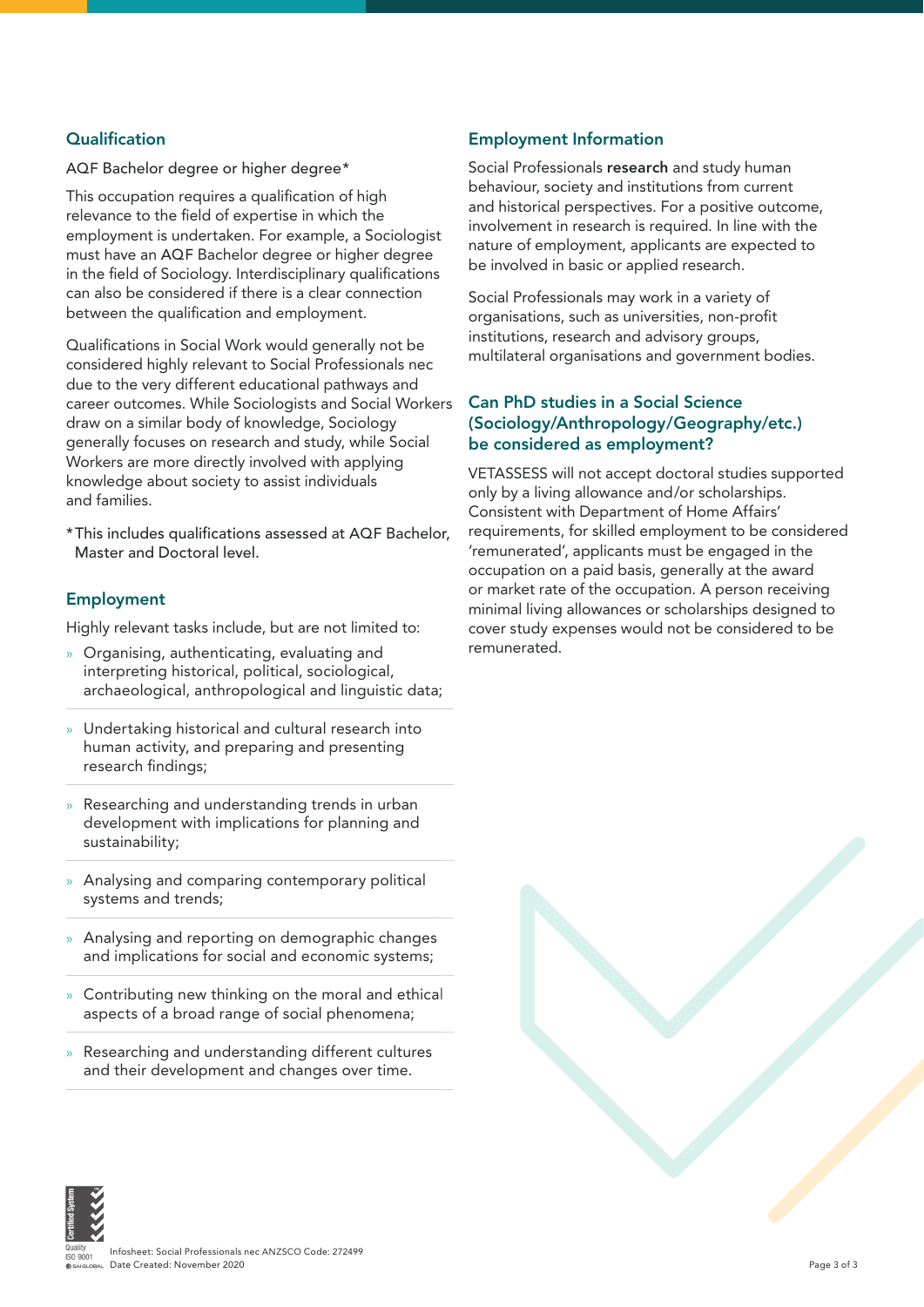## Qualification

AQF Bachelor degree or higher degree*

This occupation requires a qualification of high relevance to the field of expertise in which the employment is undertaken. For example, a Sociologist must have an AQF Bachelor degree or higher degree in the field of Sociology. Interdisciplinary qualifications can also be considered if there is a clear connection between the qualification and employment.

Qualifications in Social Work would generally not be considered highly relevant to Social Professionals nec due to the very different educational pathways and career outcomes. While Sociologists and Social Workers draw on a similar body of knowledge, Sociology generally focuses on research and study, while Social Workers are more directly involved with applying knowledge about society to assist individuals and families.

*This includes qualifications assessed at AQF Bachelor, Master and Doctoral level.

## Employment

Highly relevant tasks include, but are not limited to:

- Organising, authenticating, evaluating and interpreting historical, political, sociological, archaeological, anthropological and linguistic data;
- Undertaking historical and cultural research into human activity, and preparing and presenting research findings;
- Researching and understanding trends in urban development with implications for planning and sustainability;
- Analysing and comparing contemporary political systems and trends;
- Analysing and reporting on demographic changes and implications for social and economic systems;
- Contributing new thinking on the moral and ethical aspects of a broad range of social phenomena;
- Researching and understanding different cultures and their development and changes over time.

## Employment Information

Social Professionals **research** and study human behaviour, society and institutions from current and historical perspectives. For a positive outcome, involvement in research is required. In line with the nature of employment, applicants are expected to be involved in basic or applied research.

Social Professionals may work in a variety of organisations, such as universities, non-profit institutions, research and advisory groups, multilateral organisations and government bodies.

## Can PhD studies in a Social Science (Sociology/Anthropology/Geography/etc.) be considered as employment?

VETASSESS will not accept doctoral studies supported only by a living allowance and/or scholarships. Consistent with Department of Home Affairs' requirements, for skilled employment to be considered 'remunerated', applicants must be engaged in the occupation on a paid basis, generally at the award or market rate of the occupation. A person receiving minimal living allowances or scholarships designed to cover study expenses would not be considered to be remunerated.

Infosheet: Social Professionals nec ANZSCO Code: 272499
Date Created: November 2020